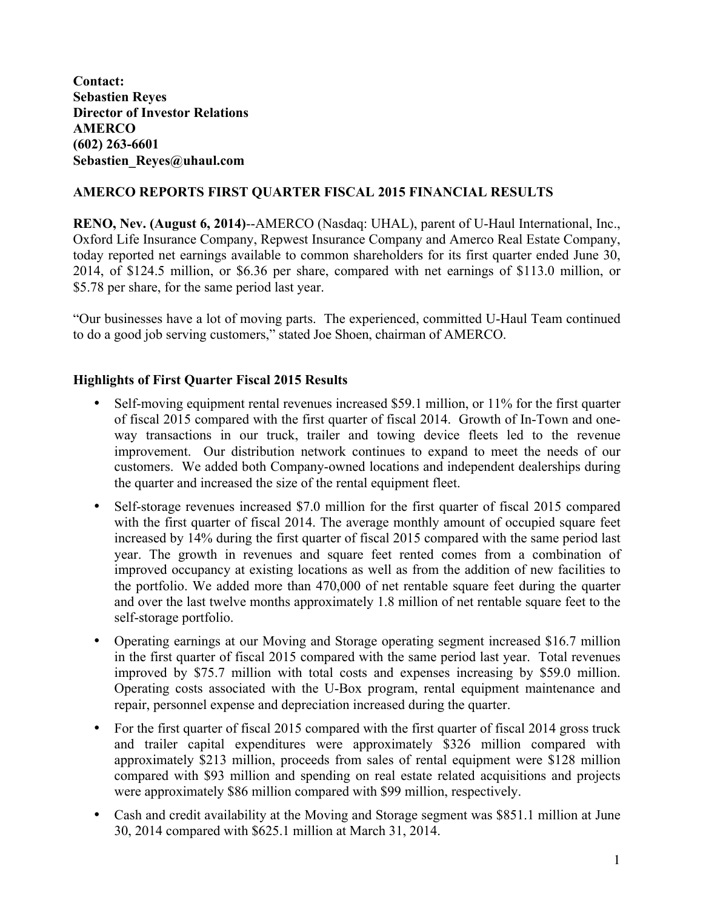**Contact:**
**Sebastien Reyes**
**Director of Investor Relations**
**AMERCO**
**(602) 263-6601**
**Sebastien_Reyes@uhaul.com**

**AMERCO REPORTS FIRST QUARTER FISCAL 2015 FINANCIAL RESULTS**

**RENO, Nev. (August 6, 2014)**--AMERCO (Nasdaq: UHAL), parent of U-Haul International, Inc., Oxford Life Insurance Company, Repwest Insurance Company and Amerco Real Estate Company, today reported net earnings available to common shareholders for its first quarter ended June 30, 2014, of $124.5 million, or $6.36 per share, compared with net earnings of $113.0 million, or $5.78 per share, for the same period last year.

"Our businesses have a lot of moving parts. The experienced, committed U-Haul Team continued to do a good job serving customers," stated Joe Shoen, chairman of AMERCO.

## Highlights of First Quarter Fiscal 2015 Results

- Self-moving equipment rental revenues increased $59.1 million, or 11% for the first quarter of fiscal 2015 compared with the first quarter of fiscal 2014. Growth of In-Town and one-way transactions in our truck, trailer and towing device fleets led to the revenue improvement. Our distribution network continues to expand to meet the needs of our customers. We added both Company-owned locations and independent dealerships during the quarter and increased the size of the rental equipment fleet.
- Self-storage revenues increased $7.0 million for the first quarter of fiscal 2015 compared with the first quarter of fiscal 2014. The average monthly amount of occupied square feet increased by 14% during the first quarter of fiscal 2015 compared with the same period last year. The growth in revenues and square feet rented comes from a combination of improved occupancy at existing locations as well as from the addition of new facilities to the portfolio. We added more than 470,000 of net rentable square feet during the quarter and over the last twelve months approximately 1.8 million of net rentable square feet to the self-storage portfolio.
- Operating earnings at our Moving and Storage operating segment increased $16.7 million in the first quarter of fiscal 2015 compared with the same period last year. Total revenues improved by $75.7 million with total costs and expenses increasing by $59.0 million. Operating costs associated with the U-Box program, rental equipment maintenance and repair, personnel expense and depreciation increased during the quarter.
- For the first quarter of fiscal 2015 compared with the first quarter of fiscal 2014 gross truck and trailer capital expenditures were approximately $326 million compared with approximately $213 million, proceeds from sales of rental equipment were $128 million compared with $93 million and spending on real estate related acquisitions and projects were approximately $86 million compared with $99 million, respectively.
- Cash and credit availability at the Moving and Storage segment was $851.1 million at June 30, 2014 compared with $625.1 million at March 31, 2014.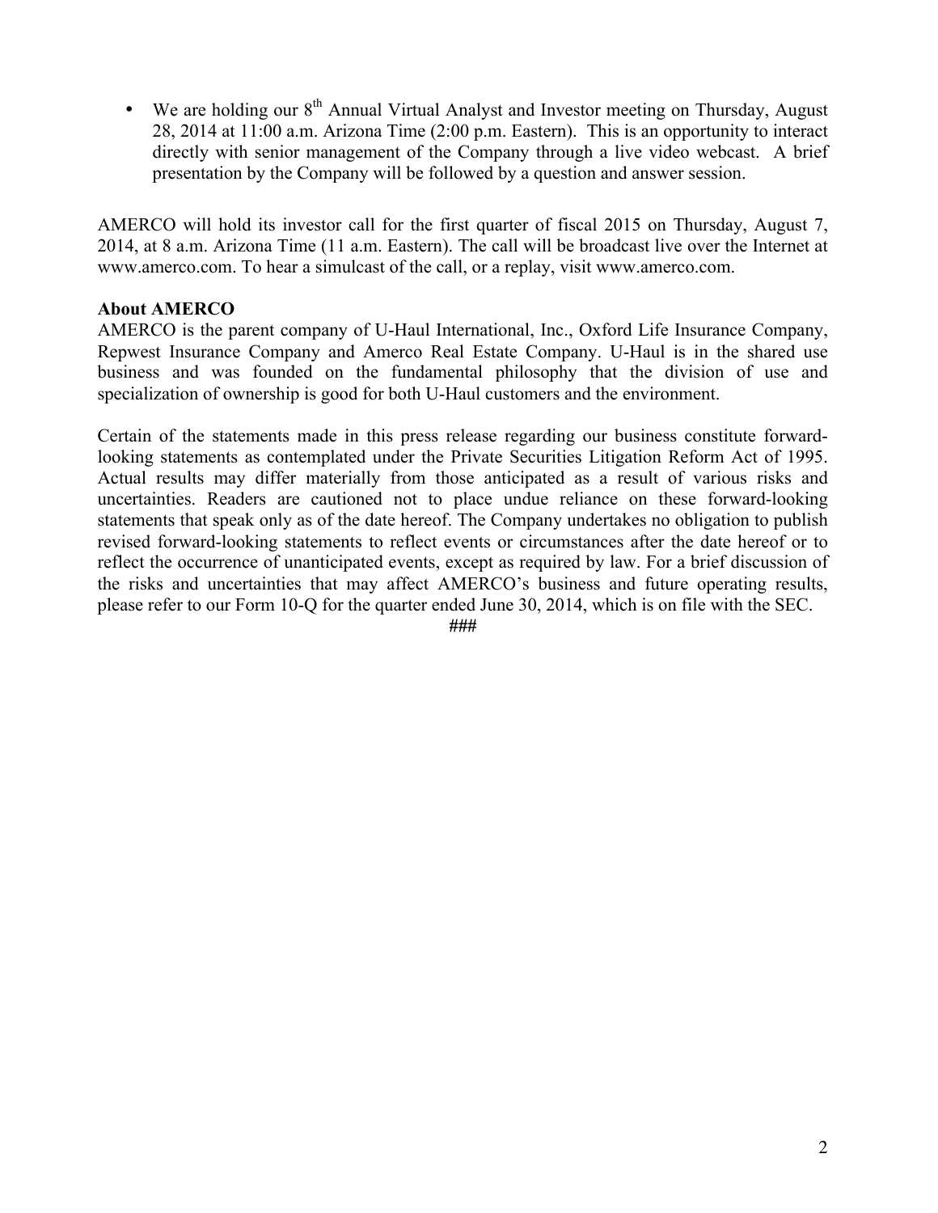- We are holding our 8th Annual Virtual Analyst and Investor meeting on Thursday, August 28, 2014 at 11:00 a.m. Arizona Time (2:00 p.m. Eastern). This is an opportunity to interact directly with senior management of the Company through a live video webcast. A brief presentation by the Company will be followed by a question and answer session.

AMERCO will hold its investor call for the first quarter of fiscal 2015 on Thursday, August 7, 2014, at 8 a.m. Arizona Time (11 a.m. Eastern). The call will be broadcast live over the Internet at www.amerco.com. To hear a simulcast of the call, or a replay, visit www.amerco.com.

**About AMERCO**

AMERCO is the parent company of U-Haul International, Inc., Oxford Life Insurance Company, Repwest Insurance Company and Amerco Real Estate Company. U-Haul is in the shared use business and was founded on the fundamental philosophy that the division of use and specialization of ownership is good for both U-Haul customers and the environment.

Certain of the statements made in this press release regarding our business constitute forward-looking statements as contemplated under the Private Securities Litigation Reform Act of 1995. Actual results may differ materially from those anticipated as a result of various risks and uncertainties. Readers are cautioned not to place undue reliance on these forward-looking statements that speak only as of the date hereof. The Company undertakes no obligation to publish revised forward-looking statements to reflect events or circumstances after the date hereof or to reflect the occurrence of unanticipated events, except as required by law. For a brief discussion of the risks and uncertainties that may affect AMERCO's business and future operating results, please refer to our Form 10-Q for the quarter ended June 30, 2014, which is on file with the SEC.

###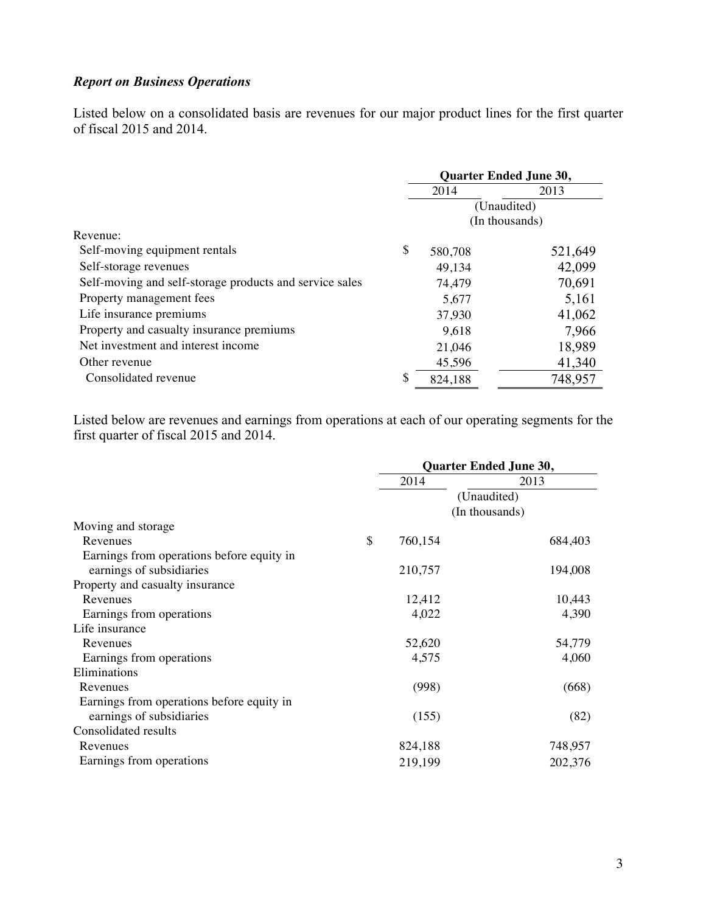*Report on Business Operations*

Listed below on a consolidated basis are revenues for our major product lines for the first quarter of fiscal 2015 and 2014.

| | Quarter Ended June 30, | |
|---|---|---|
| | 2014 | 2013 |
| | (Unaudited) (In thousands) | |
| Revenue: | | |
| Self-moving equipment rentals | $ 580,708 | 521,649 |
| Self-storage revenues | 49,134 | 42,099 |
| Self-moving and self-storage products and service sales | 74,479 | 70,691 |
| Property management fees | 5,677 | 5,161 |
| Life insurance premiums | 37,930 | 41,062 |
| Property and casualty insurance premiums | 9,618 | 7,966 |
| Net investment and interest income | 21,046 | 18,989 |
| Other revenue | 45,596 | 41,340 |
| Consolidated revenue | $ 824,188 | 748,957 |

Listed below are revenues and earnings from operations at each of our operating segments for the first quarter of fiscal 2015 and 2014.

| | Quarter Ended June 30, | |
|---|---|---|
| | 2014 | 2013 |
| | (Unaudited) (In thousands) | |
| Moving and storage | | |
| Revenues | $ 760,154 | 684,403 |
| Earnings from operations before equity in earnings of subsidiaries | 210,757 | 194,008 |
| Property and casualty insurance | | |
| Revenues | 12,412 | 10,443 |
| Earnings from operations | 4,022 | 4,390 |
| Life insurance | | |
| Revenues | 52,620 | 54,779 |
| Earnings from operations | 4,575 | 4,060 |
| Eliminations | | |
| Revenues | (998) | (668) |
| Earnings from operations before equity in earnings of subsidiaries | (155) | (82) |
| Consolidated results | | |
| Revenues | 824,188 | 748,957 |
| Earnings from operations | 219,199 | 202,376 |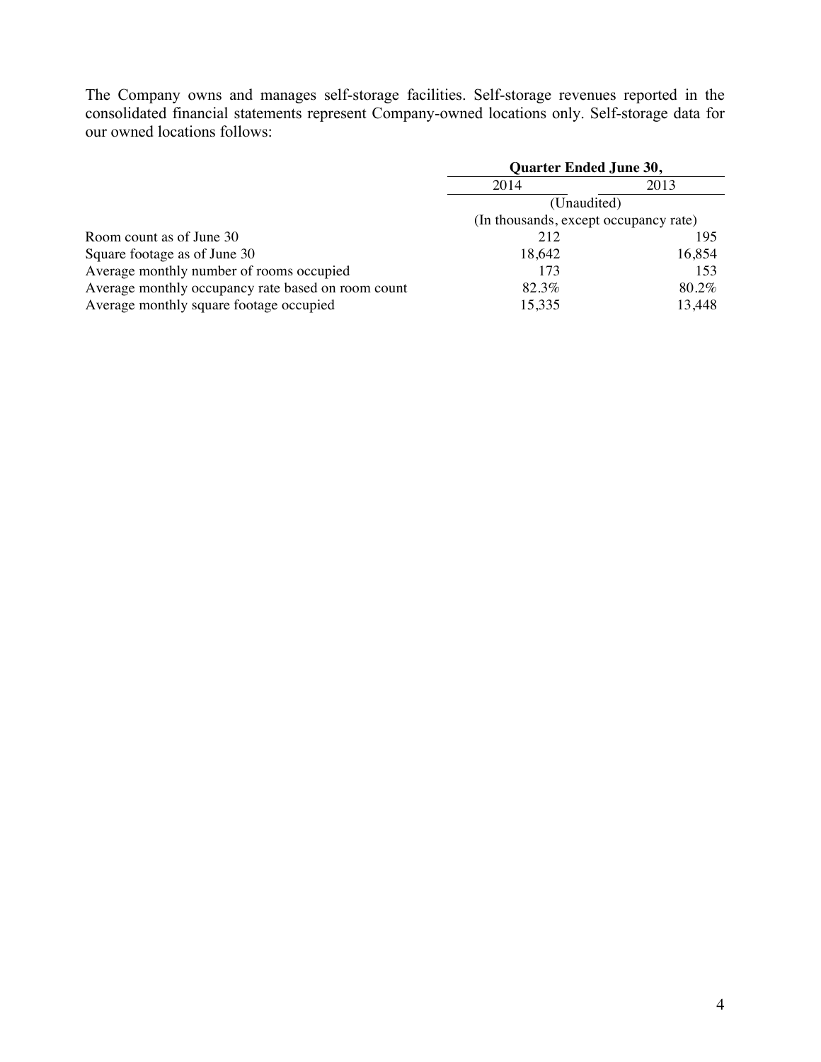The Company owns and manages self-storage facilities. Self-storage revenues reported in the consolidated financial statements represent Company-owned locations only. Self-storage data for our owned locations follows:

| | Quarter Ended June 30, | |
|---|---|---|
| | 2014 | 2013 |
| | (Unaudited) | |
| | (In thousands, except occupancy rate) | |
| Room count as of June 30 | 212 | 195 |
| Square footage as of June 30 | 18,642 | 16,854 |
| Average monthly number of rooms occupied | 173 | 153 |
| Average monthly occupancy rate based on room count | 82.3% | 80.2% |
| Average monthly square footage occupied | 15,335 | 13,448 |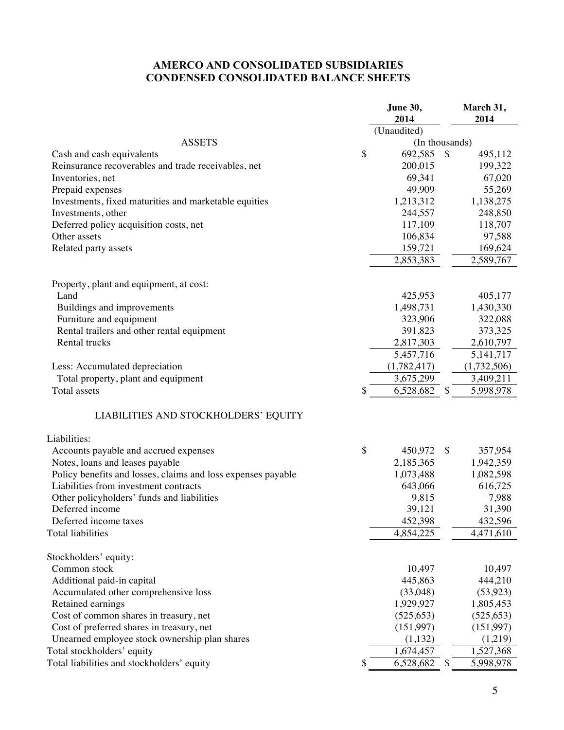# AMERCO AND CONSOLIDATED SUBSIDIARIES
# CONDENSED CONSOLIDATED BALANCE SHEETS

| | June 30, 2014 | March 31, 2014 |
|---|---|---|
| | (Unaudited) | |
| | (In thousands) | |
| **ASSETS** | | |
| Cash and cash equivalents | $ 692,585 | $ 495,112 |
| Reinsurance recoverables and trade receivables, net | 200,015 | 199,322 |
| Inventories, net | 69,341 | 67,020 |
| Prepaid expenses | 49,909 | 55,269 |
| Investments, fixed maturities and marketable equities | 1,213,312 | 1,138,275 |
| Investments, other | 244,557 | 248,850 |
| Deferred policy acquisition costs, net | 117,109 | 118,707 |
| Other assets | 106,834 | 97,588 |
| Related party assets | 159,721 | 169,624 |
| | 2,853,383 | 2,589,767 |
| Property, plant and equipment, at cost: | | |
| Land | 425,953 | 405,177 |
| Buildings and improvements | 1,498,731 | 1,430,330 |
| Furniture and equipment | 323,906 | 322,088 |
| Rental trailers and other rental equipment | 391,823 | 373,325 |
| Rental trucks | 2,817,303 | 2,610,797 |
| | 5,457,716 | 5,141,717 |
| Less: Accumulated depreciation | (1,782,417) | (1,732,506) |
| Total property, plant and equipment | 3,675,299 | 3,409,211 |
| Total assets | $ 6,528,682 | $ 5,998,978 |
| **LIABILITIES AND STOCKHOLDERS' EQUITY** | | |
| Liabilities: | | |
| Accounts payable and accrued expenses | $ 450,972 | $ 357,954 |
| Notes, loans and leases payable | 2,185,365 | 1,942,359 |
| Policy benefits and losses, claims and loss expenses payable | 1,073,488 | 1,082,598 |
| Liabilities from investment contracts | 643,066 | 616,725 |
| Other policyholders' funds and liabilities | 9,815 | 7,988 |
| Deferred income | 39,121 | 31,390 |
| Deferred income taxes | 452,398 | 432,596 |
| Total liabilities | 4,854,225 | 4,471,610 |
| Stockholders' equity: | | |
| Common stock | 10,497 | 10,497 |
| Additional paid-in capital | 445,863 | 444,210 |
| Accumulated other comprehensive loss | (33,048) | (53,923) |
| Retained earnings | 1,929,927 | 1,805,453 |
| Cost of common shares in treasury, net | (525,653) | (525,653) |
| Cost of preferred shares in treasury, net | (151,997) | (151,997) |
| Unearned employee stock ownership plan shares | (1,132) | (1,219) |
| Total stockholders' equity | 1,674,457 | 1,527,368 |
| Total liabilities and stockholders' equity | $ 6,528,682 | $ 5,998,978 |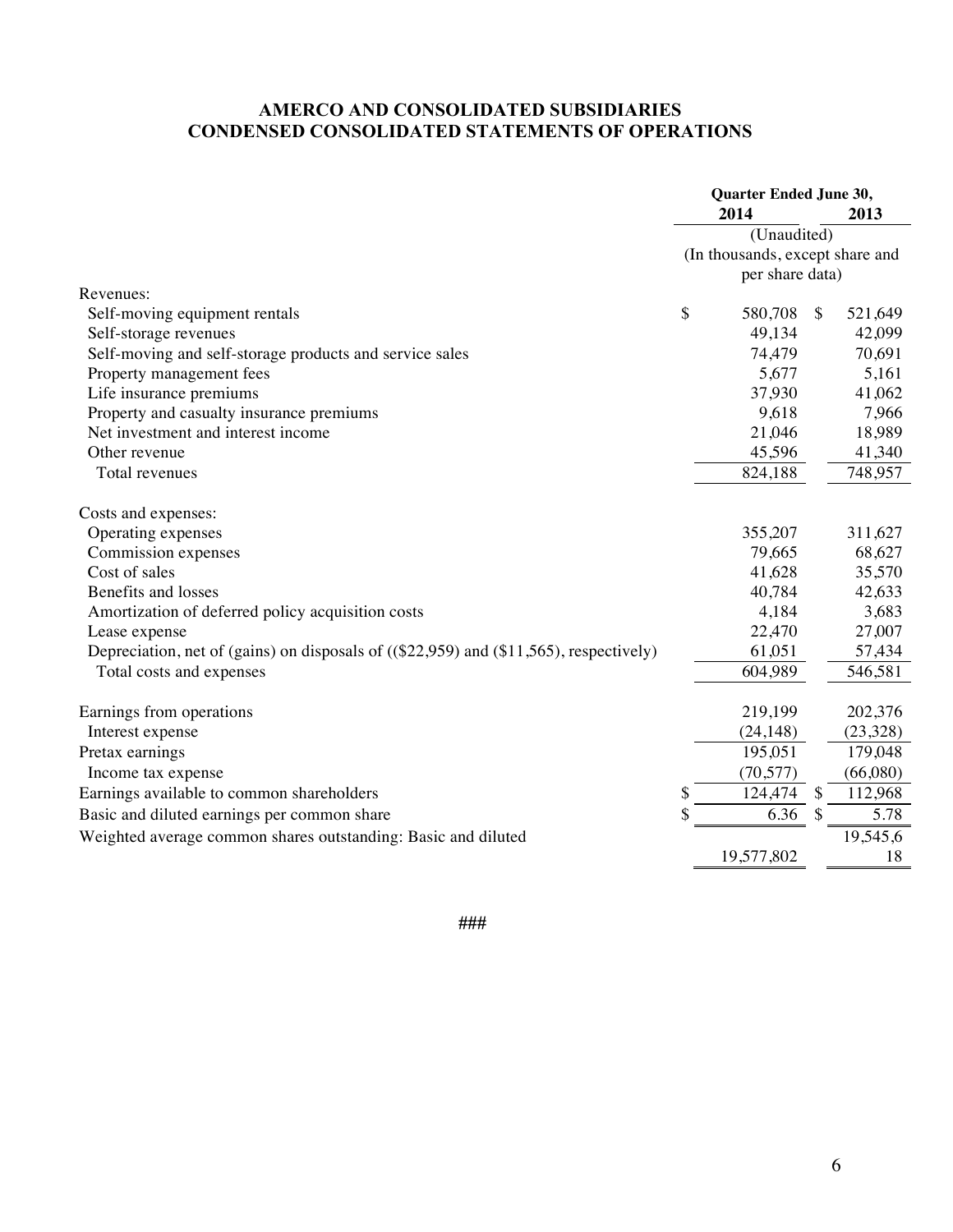## AMERCO AND CONSOLIDATED SUBSIDIARIES
## CONDENSED CONSOLIDATED STATEMENTS OF OPERATIONS

| | Quarter Ended June 30, 2014 | 2013 |
|---|---|---|
| | (Unaudited) | |
| | (In thousands, except share and per share data) | |
| Revenues: | | |
| Self-moving equipment rentals | $ 580,708 | $ 521,649 |
| Self-storage revenues | 49,134 | 42,099 |
| Self-moving and self-storage products and service sales | 74,479 | 70,691 |
| Property management fees | 5,677 | 5,161 |
| Life insurance premiums | 37,930 | 41,062 |
| Property and casualty insurance premiums | 9,618 | 7,966 |
| Net investment and interest income | 21,046 | 18,989 |
| Other revenue | 45,596 | 41,340 |
| Total revenues | 824,188 | 748,957 |
| Costs and expenses: | | |
| Operating expenses | 355,207 | 311,627 |
| Commission expenses | 79,665 | 68,627 |
| Cost of sales | 41,628 | 35,570 |
| Benefits and losses | 40,784 | 42,633 |
| Amortization of deferred policy acquisition costs | 4,184 | 3,683 |
| Lease expense | 22,470 | 27,007 |
| Depreciation, net of (gains) on disposals of (($22,959) and ($11,565), respectively) | 61,051 | 57,434 |
| Total costs and expenses | 604,989 | 546,581 |
| Earnings from operations | 219,199 | 202,376 |
| Interest expense | (24,148) | (23,328) |
| Pretax earnings | 195,051 | 179,048 |
| Income tax expense | (70,577) | (66,080) |
| Earnings available to common shareholders | $ 124,474 | $ 112,968 |
| Basic and diluted earnings per common share | $ 6.36 | $ 5.78 |
| Weighted average common shares outstanding: Basic and diluted | 19,577,802 | 19,545,618 |

###